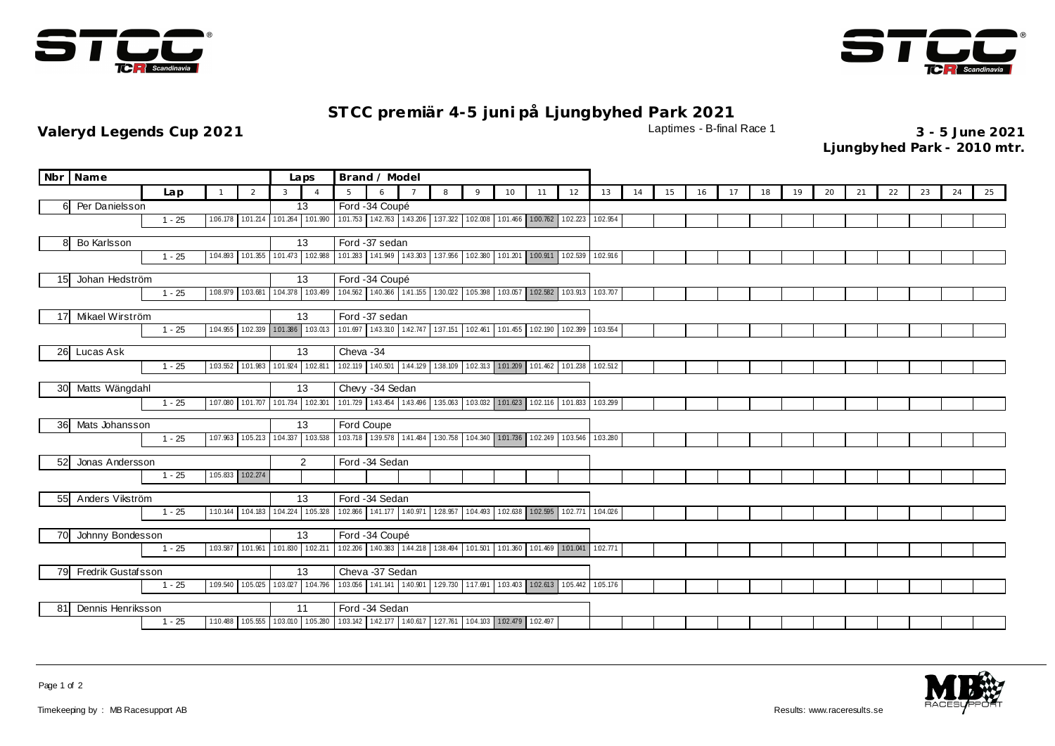# STCC premiär 4-5 juni på Ljungbyhed Park 2021

**Valeryd Legends Cup 2021**

Laptimes - B-final Race 1

**3 - 5 June 2021**
**Ljungbyhed Park - 2010 mtr.**

| Nbr | Name | Laps | Brand / Model | 1 | 2 | 3 | 4 | 5 | 6 | 7 | 8 | 9 | 10 | 11 | 12 | 13 | 14 | 15 | 16 | 17 | 18 | 19 | 20 | 21 | 22 | 23 | 24 | 25 |
|---|---|---|---|---|---|---|---|---|---|---|---|---|---|---|---|---|---|---|---|---|---|---|---|---|---|---|---|---|
| 6 | Per Danielsson | 13 | Ford -34 Coupé | 1:06.178 | 1:01.214 | 1:01.264 | 1:01.990 | 1:01.753 | 1:42.763 | 1:43.206 | 1:37.322 | 1:02.008 | 1:01.466 | 1:00.762 | 1:02.223 | 1:02.954 | | | | | | | | | | | | |
| 8 | Bo Karlsson | 13 | Ford -37 sedan | 1:04.893 | 1:01.355 | 1:01.473 | 1:02.988 | 1:01.283 | 1:41.949 | 1:43.303 | 1:37.956 | 1:02.380 | 1:01.201 | 1:00.911 | 1:02.539 | 1:02.916 | | | | | | | | | | | | |
| 15 | Johan Hedström | 13 | Ford -34 Coupé | 1:08.979 | 1:03.681 | 1:04.378 | 1:03.499 | 1:04.562 | 1:40.366 | 1:41.155 | 1:30.022 | 1:05.398 | 1:03.057 | 1:02.582 | 1:03.913 | 1:03.707 | | | | | | | | | | | | |
| 17 | Mikael Wirström | 13 | Ford -37 sedan | 1:04.955 | 1:02.339 | 1:01.386 | 1:03.013 | 1:01.697 | 1:43.310 | 1:42.747 | 1:37.151 | 1:02.461 | 1:01.455 | 1:02.190 | 1:02.399 | 1:03.554 | | | | | | | | | | | | |
| 26 | Lucas Ask | 13 | Cheva -34 | 1:03.552 | 1:01.983 | 1:01.924 | 1:02.811 | 1:02.119 | 1:40.501 | 1:44.129 | 1:38.109 | 1:02.313 | 1:01.209 | 1:01.462 | 1:01.238 | 1:02.512 | | | | | | | | | | | | |
| 30 | Matts Wängdahl | 13 | Chevy -34 Sedan | 1:07.080 | 1:01.707 | 1:01.734 | 1:02.301 | 1:01.729 | 1:43.454 | 1:43.496 | 1:35.063 | 1:03.032 | 1:01.623 | 1:02.116 | 1:01.833 | 1:03.299 | | | | | | | | | | | | |
| 36 | Mats Johansson | 13 | Ford Coupe | 1:07.963 | 1:05.213 | 1:04.337 | 1:03.538 | 1:03.718 | 1:39.578 | 1:41.484 | 1:30.758 | 1:04.340 | 1:01.736 | 1:02.249 | 1:03.546 | 1:03.280 | | | | | | | | | | | | |
| 52 | Jonas Andersson | 2 | Ford -34 Sedan | 1:05.833 | 1:02.274 | | | | | | | | | | | | | | | | | | | | | | | |
| 55 | Anders Vikström | 13 | Ford -34 Sedan | 1:10.144 | 1:04.183 | 1:04.224 | 1:05.328 | 1:02.866 | 1:41.177 | 1:40.971 | 1:28.957 | 1:04.493 | 1:02.638 | 1:02.595 | 1:02.771 | 1:04.026 | | | | | | | | | | | | |
| 70 | Johnny Bondesson | 13 | Ford -34 Coupé | 1:03.587 | 1:01.961 | 1:01.830 | 1:02.211 | 1:02.206 | 1:40.383 | 1:44.218 | 1:38.494 | 1:01.501 | 1:01.360 | 1:01.469 | 1:01.041 | 1:02.771 | | | | | | | | | | | | |
| 79 | Fredrik Gustafsson | 13 | Cheva -37 Sedan | 1:09.540 | 1:05.025 | 1:03.027 | 1:04.796 | 1:03.056 | 1:41.141 | 1:40.901 | 1:29.730 | 1:17.691 | 1:03.403 | 1:02.613 | 1:05.442 | 1:05.176 | | | | | | | | | | | | |
| 81 | Dennis Henriksson | 11 | Ford -34 Sedan | 1:10.488 | 1:05.555 | 1:03.010 | 1:05.280 | 1:03.142 | 1:42.177 | 1:40.617 | 1:27.761 | 1:04.103 | 1:02.479 | 1:02.497 | | | | | | | | | | | | | | |

Timekeeping by : MB Racesupport AB

Results: www.raceresults.se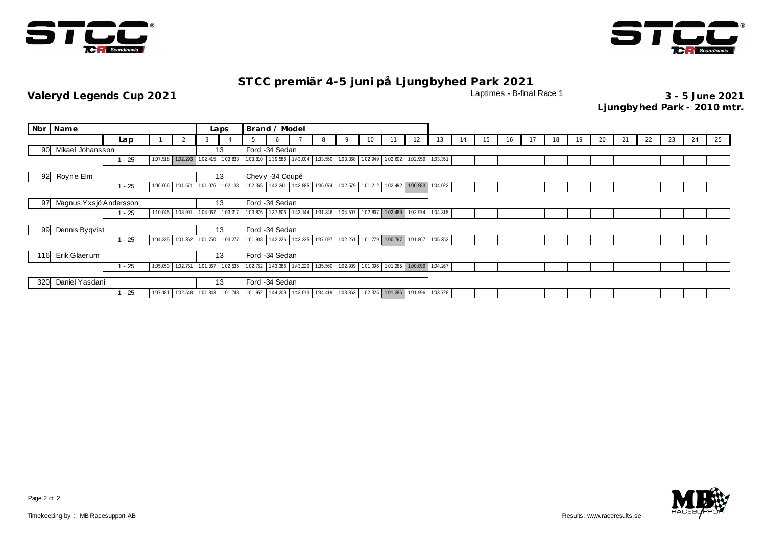# STCC premiär 4-5 juni på Ljungbyhed Park 2021

**Valeryd Legends Cup 2021**

Laptimes - B-final Race 1

**3 - 5 June 2021**
**Ljungbyhed Park - 2010 mtr.**

| Nbr | Name | Lap | 1 | 2 | 3 | 4 | 5 | 6 | 7 | 8 | 9 | 10 | 11 | 12 | 13 | 14 | 15 | 16 | 17 | 18 | 19 | 20 | 21 | 22 | 23 | 24 | 25 |
|---|---|---|---|---|---|---|---|---|---|---|---|---|---|---|---|---|---|---|---|---|---|---|---|---|---|---|---|
| 90 | Mikael Johansson | Laps: 13 | Ford -34 Sedan | | | | | | | | | | | | | | | | | | | | | | | | |
| | | 1 - 25 | 1:07.518 | 1:02.293 | 1:02.415 | 1:03.833 | 1:03.810 | 1:39.586 | 1:43.004 | 1:33.550 | 1:03.368 | 1:02.949 | 1:02.602 | 1:02.959 | 1:03.351 | | | | | | | | | | | | |
| 92 | Royne Elm | Laps: 13 | Chevy -34 Coupé | | | | | | | | | | | | | | | | | | | | | | | | |
| | | 1 - 25 | 1:06.666 | 1:01.671 | 1:01.026 | 1:02.138 | 1:02.365 | 1:43.241 | 1:42.985 | 1:36.074 | 1:02.579 | 1:01.212 | 1:02.492 | 1:00.983 | 1:04.023 | | | | | | | | | | | | |
| 97 | Magnus Yxsjö Andersson | Laps: 13 | Ford -34 Sedan | | | | | | | | | | | | | | | | | | | | | | | | |
| | | 1 - 25 | 1:10.045 | 1:03.901 | 1:04.067 | 1:03.317 | 1:03.876 | 1:37.506 | 1:43.144 | 1:31.346 | 1:04.507 | 1:02.867 | 1:02.489 | 1:02.974 | 1:04.318 | | | | | | | | | | | | |
| 99 | Dennis Byqvist | Laps: 13 | Ford -34 Sedan | | | | | | | | | | | | | | | | | | | | | | | | |
| | | 1 - 25 | 1:04.335 | 1:01.362 | 1:01.750 | 1:03.277 | 1:01.938 | 1:42.226 | 1:43.225 | 1:37.697 | 1:02.251 | 1:01.779 | 1:00.767 | 1:01.867 | 1:05.353 | | | | | | | | | | | | |
| 116 | Erik Glaerum | Laps: 13 | Ford -34 Sedan | | | | | | | | | | | | | | | | | | | | | | | | |
| | | 1 - 25 | 1:05.053 | 1:02.751 | 1:01.367 | 1:02.535 | 1:02.752 | 1:43.386 | 1:43.220 | 1:35.560 | 1:02.939 | 1:01.096 | 1:01.285 | 1:00.899 | 1:04.267 | | | | | | | | | | | | |
| 320 | Daniel Yasdani | Laps: 13 | Ford -34 Sedan | | | | | | | | | | | | | | | | | | | | | | | | |
| | | 1 - 25 | 1:07.181 | 1:02.548 | 1:01.843 | 1:01.748 | 1:01.952 | 1:44.209 | 1:43.013 | 1:34.419 | 1:03.363 | 1:02.325 | 1:01.286 | 1:01.996 | 1:03.728 | | | | | | | | | | | | |

Timekeeping by : MB Racesupport AB

Results: www.raceresults.se